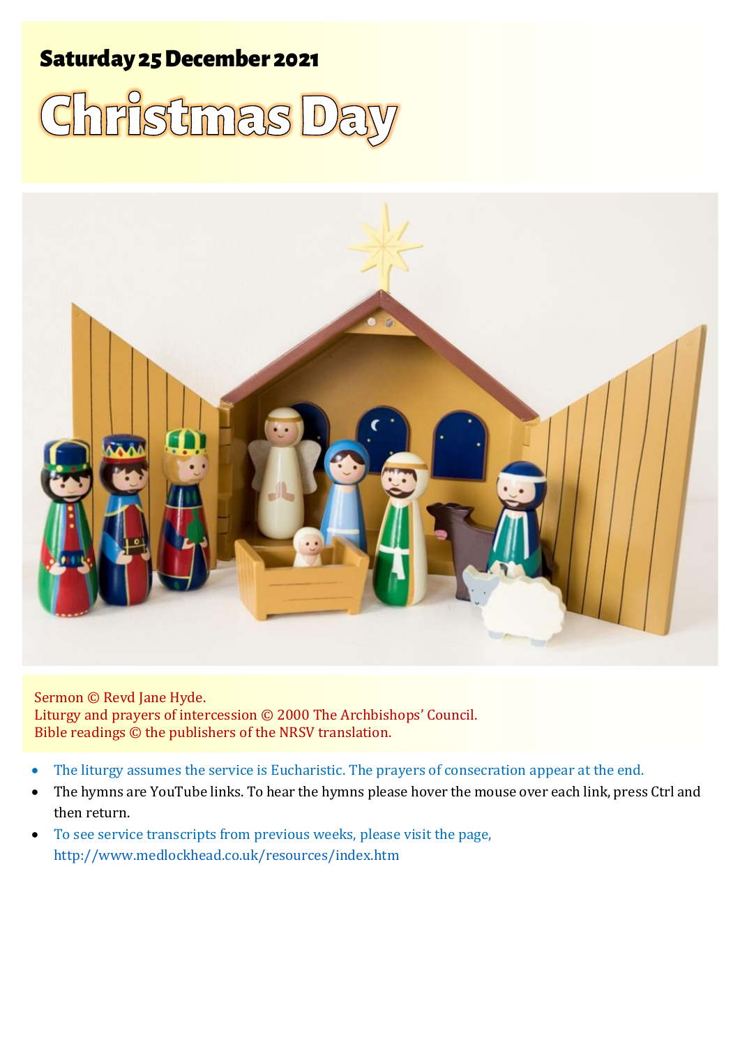## Saturday 25 December 2021

# Christmas Day

Sermon © Revd Jane Hyde.
Liturgy and prayers of intercession © 2000 The Archbishops' Council.
Bible readings © the publishers of the NRSV translation.

- The liturgy assumes the service is Eucharistic. The prayers of consecration appear at the end.
- The hymns are YouTube links. To hear the hymns please hover the mouse over each link, press Ctrl and then return.
- To see service transcripts from previous weeks, please visit the page, http://www.medlockhead.co.uk/resources/index.htm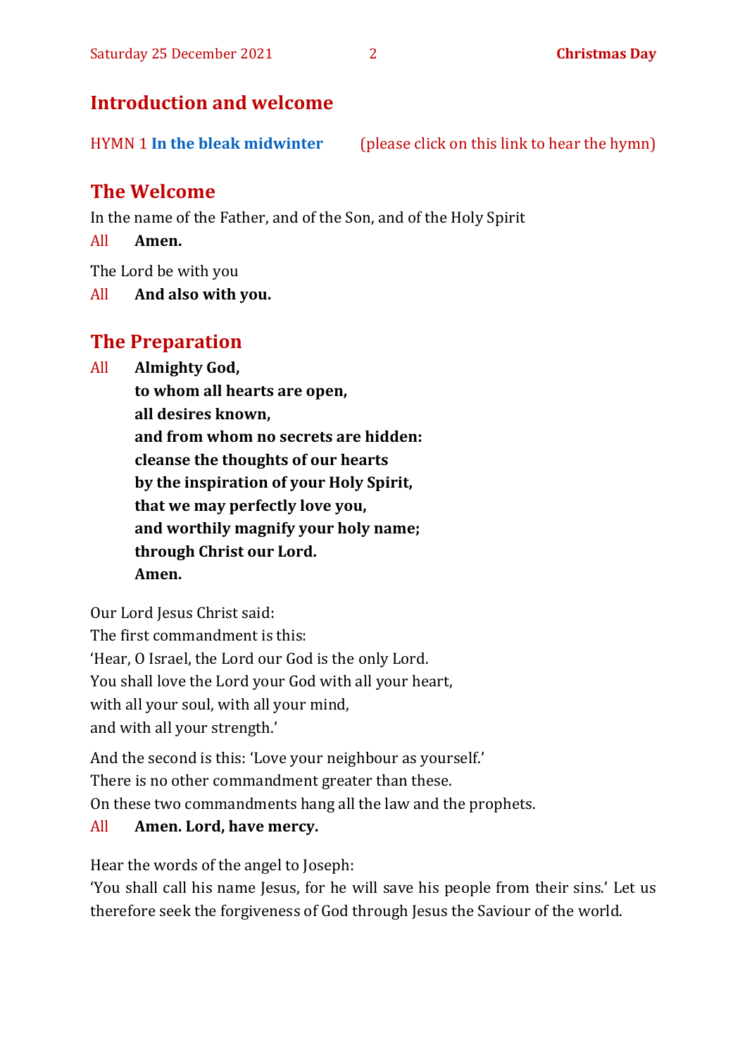## Introduction and welcome

HYMN 1 **In the bleak midwinter** (please click on this link to hear the hymn)

## The Welcome

In the name of the Father, and of the Son, and of the Holy Spirit

All **Amen.**

The Lord be with you

All **And also with you.**

## The Preparation

All **Almighty God,**
**to whom all hearts are open,**
**all desires known,**
**and from whom no secrets are hidden:**
**cleanse the thoughts of our hearts**
**by the inspiration of your Holy Spirit,**
**that we may perfectly love you,**
**and worthily magnify your holy name;**
**through Christ our Lord.**
**Amen.**

Our Lord Jesus Christ said:
The first commandment is this:
'Hear, O Israel, the Lord our God is the only Lord.
You shall love the Lord your God with all your heart,
with all your soul, with all your mind,
and with all your strength.'

And the second is this: 'Love your neighbour as yourself.'
There is no other commandment greater than these.
On these two commandments hang all the law and the prophets.

All **Amen. Lord, have mercy.**

Hear the words of the angel to Joseph:
'You shall call his name Jesus, for he will save his people from their sins.' Let us therefore seek the forgiveness of God through Jesus the Saviour of the world.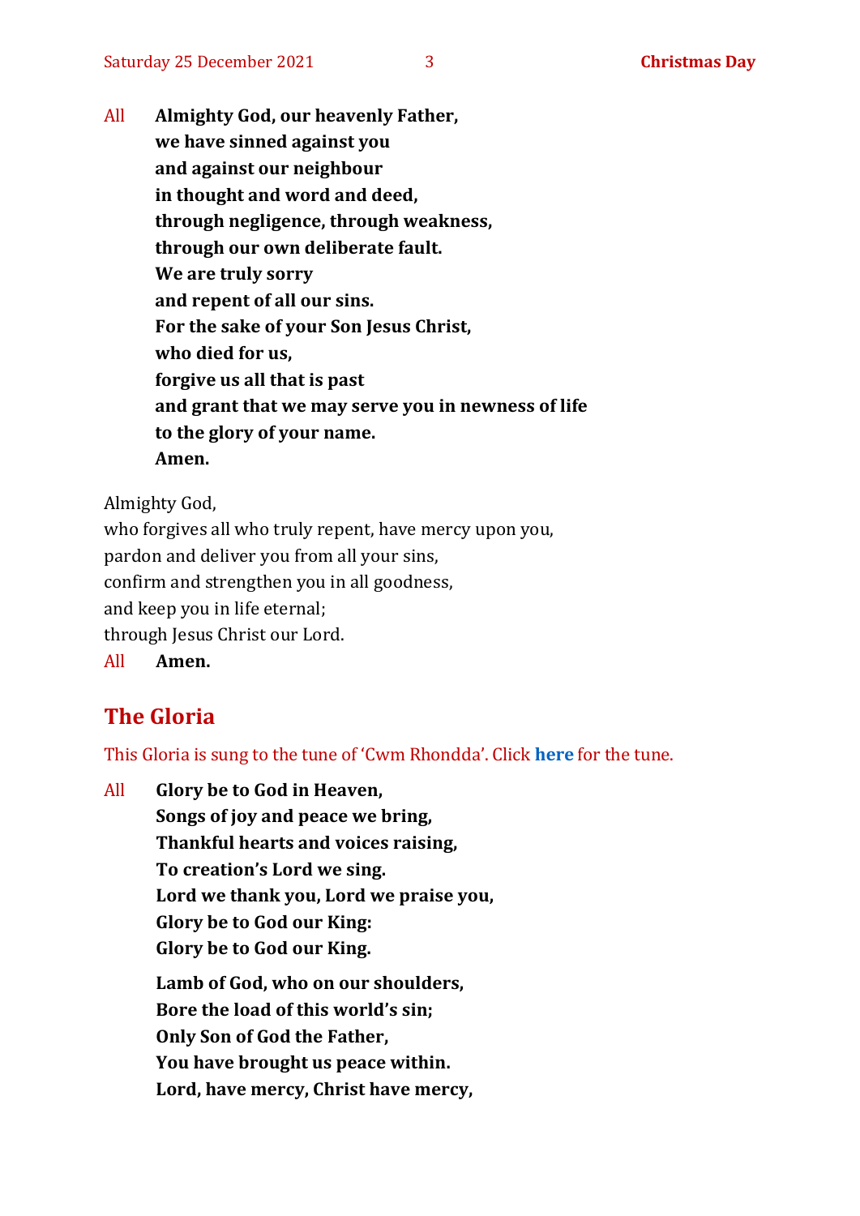All **Almighty God, our heavenly Father,**
**we have sinned against you**
**and against our neighbour**
**in thought and word and deed,**
**through negligence, through weakness,**
**through our own deliberate fault.**
**We are truly sorry**
**and repent of all our sins.**
**For the sake of your Son Jesus Christ,**
**who died for us,**
**forgive us all that is past**
**and grant that we may serve you in newness of life**
**to the glory of your name.**
**Amen.**

Almighty God,
who forgives all who truly repent, have mercy upon you,
pardon and deliver you from all your sins,
confirm and strengthen you in all goodness,
and keep you in life eternal;
through Jesus Christ our Lord.

All **Amen.**

## The Gloria

This Gloria is sung to the tune of 'Cwm Rhondda'. Click **here** for the tune.

All **Glory be to God in Heaven,**
**Songs of joy and peace we bring,**
**Thankful hearts and voices raising,**
**To creation's Lord we sing.**
**Lord we thank you, Lord we praise you,**
**Glory be to God our King:**
**Glory be to God our King.**

**Lamb of God, who on our shoulders,**
**Bore the load of this world's sin;**
**Only Son of God the Father,**
**You have brought us peace within.**
**Lord, have mercy, Christ have mercy,**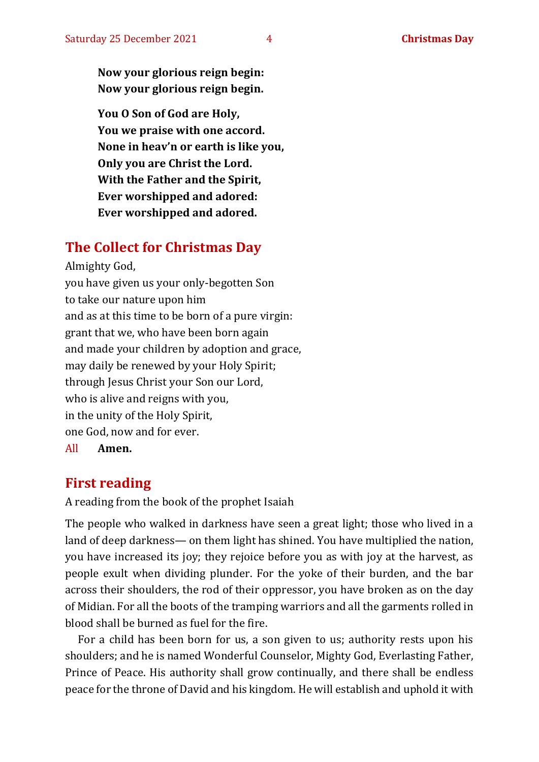**Now your glorious reign begin:**
**Now your glorious reign begin.**

**You O Son of God are Holy,**
**You we praise with one accord.**
**None in heav'n or earth is like you,**
**Only you are Christ the Lord.**
**With the Father and the Spirit,**
**Ever worshipped and adored:**
**Ever worshipped and adored.**

## The Collect for Christmas Day

Almighty God,
you have given us your only-begotten Son
to take our nature upon him
and as at this time to be born of a pure virgin:
grant that we, who have been born again
and made your children by adoption and grace,
may daily be renewed by your Holy Spirit;
through Jesus Christ your Son our Lord,
who is alive and reigns with you,
in the unity of the Holy Spirit,
one God, now and for ever.

All **Amen.**

## First reading

A reading from the book of the prophet Isaiah

The people who walked in darkness have seen a great light; those who lived in a land of deep darkness— on them light has shined. You have multiplied the nation, you have increased its joy; they rejoice before you as with joy at the harvest, as people exult when dividing plunder. For the yoke of their burden, and the bar across their shoulders, the rod of their oppressor, you have broken as on the day of Midian. For all the boots of the tramping warriors and all the garments rolled in blood shall be burned as fuel for the fire.

For a child has been born for us, a son given to us; authority rests upon his shoulders; and he is named Wonderful Counselor, Mighty God, Everlasting Father, Prince of Peace. His authority shall grow continually, and there shall be endless peace for the throne of David and his kingdom. He will establish and uphold it with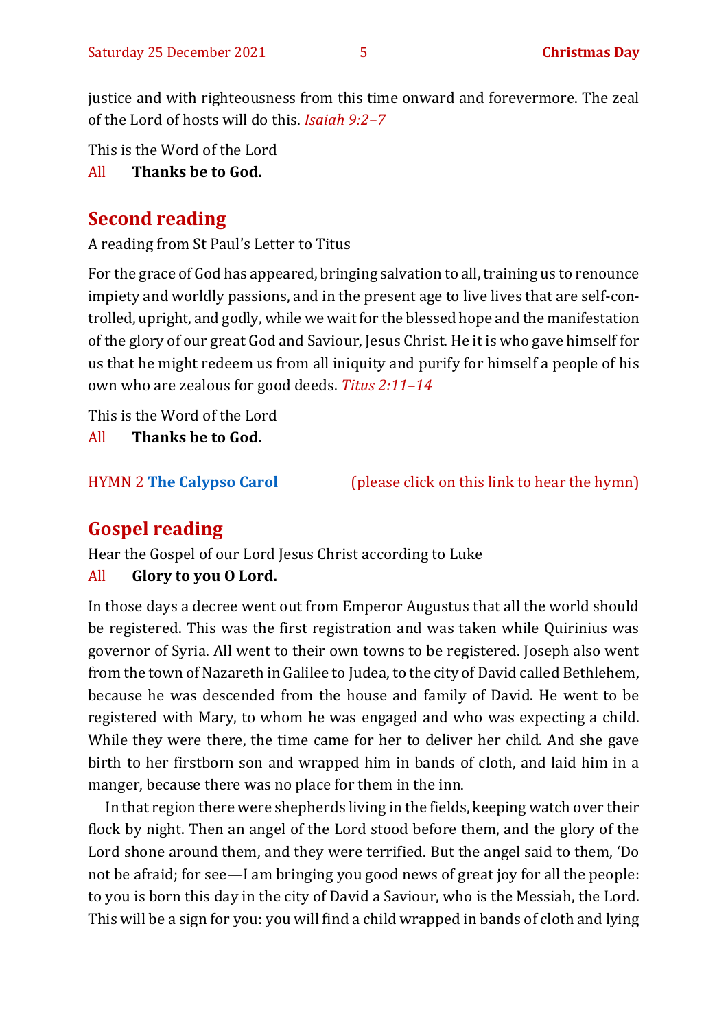justice and with righteousness from this time onward and forevermore. The zeal of the Lord of hosts will do this. *Isaiah 9:2–7*

This is the Word of the Lord
All **Thanks be to God.**

## Second reading

A reading from St Paul's Letter to Titus

For the grace of God has appeared, bringing salvation to all, training us to renounce impiety and worldly passions, and in the present age to live lives that are self-controlled, upright, and godly, while we wait for the blessed hope and the manifestation of the glory of our great God and Saviour, Jesus Christ. He it is who gave himself for us that he might redeem us from all iniquity and purify for himself a people of his own who are zealous for good deeds. *Titus 2:11–14*

This is the Word of the Lord
All **Thanks be to God.**

HYMN 2 **The Calypso Carol** (please click on this link to hear the hymn)

## Gospel reading

Hear the Gospel of our Lord Jesus Christ according to Luke
All **Glory to you O Lord.**

In those days a decree went out from Emperor Augustus that all the world should be registered. This was the first registration and was taken while Quirinius was governor of Syria. All went to their own towns to be registered. Joseph also went from the town of Nazareth in Galilee to Judea, to the city of David called Bethlehem, because he was descended from the house and family of David. He went to be registered with Mary, to whom he was engaged and who was expecting a child. While they were there, the time came for her to deliver her child. And she gave birth to her firstborn son and wrapped him in bands of cloth, and laid him in a manger, because there was no place for them in the inn.

In that region there were shepherds living in the fields, keeping watch over their flock by night. Then an angel of the Lord stood before them, and the glory of the Lord shone around them, and they were terrified. But the angel said to them, 'Do not be afraid; for see—I am bringing you good news of great joy for all the people: to you is born this day in the city of David a Saviour, who is the Messiah, the Lord. This will be a sign for you: you will find a child wrapped in bands of cloth and lying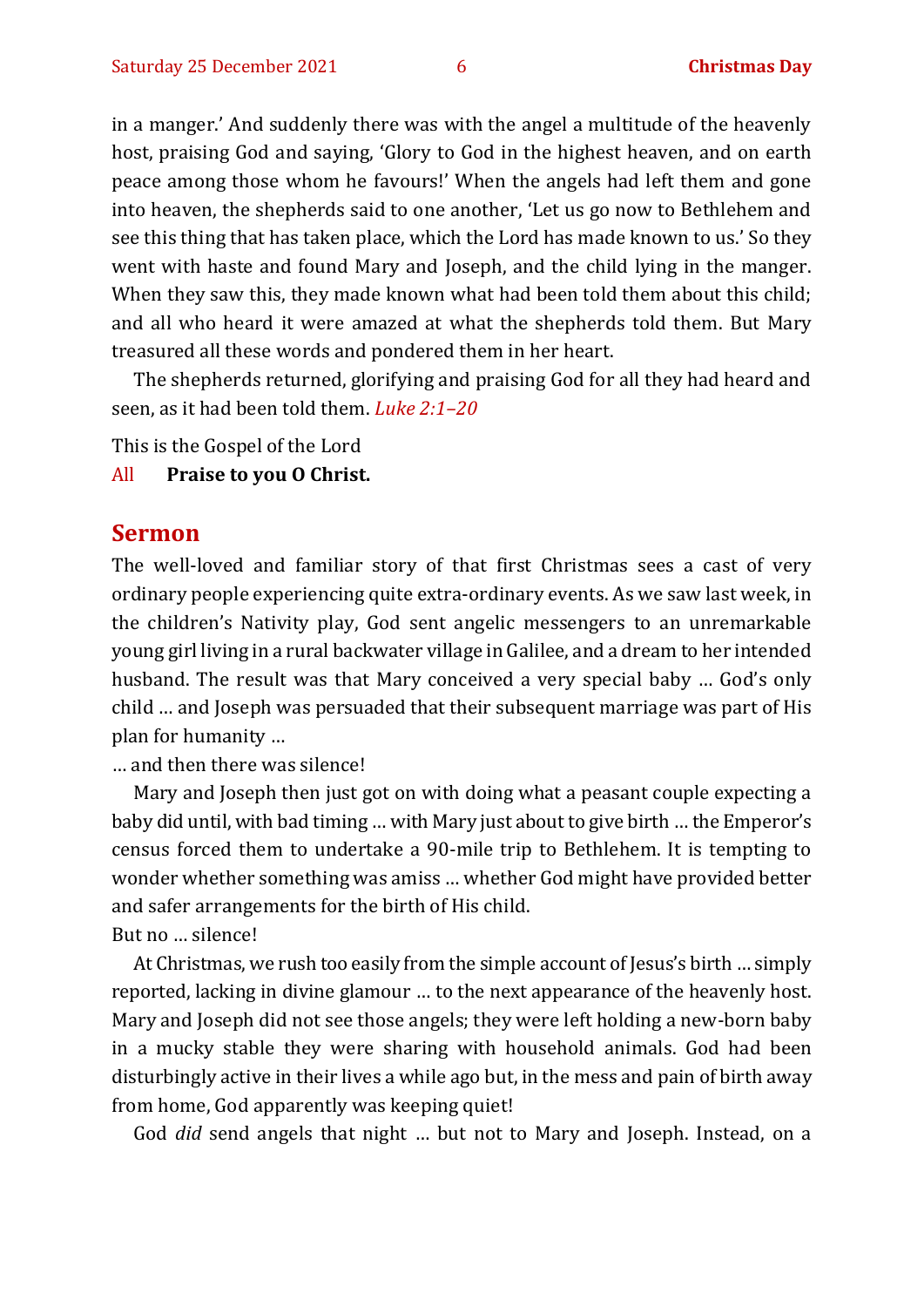in a manger.' And suddenly there was with the angel a multitude of the heavenly host, praising God and saying, 'Glory to God in the highest heaven, and on earth peace among those whom he favours!' When the angels had left them and gone into heaven, the shepherds said to one another, 'Let us go now to Bethlehem and see this thing that has taken place, which the Lord has made known to us.' So they went with haste and found Mary and Joseph, and the child lying in the manger. When they saw this, they made known what had been told them about this child; and all who heard it were amazed at what the shepherds told them. But Mary treasured all these words and pondered them in her heart.

The shepherds returned, glorifying and praising God for all they had heard and seen, as it had been told them. *Luke 2:1–20*

This is the Gospel of the Lord

All **Praise to you O Christ.**

## Sermon

The well-loved and familiar story of that first Christmas sees a cast of very ordinary people experiencing quite extra-ordinary events. As we saw last week, in the children's Nativity play, God sent angelic messengers to an unremarkable young girl living in a rural backwater village in Galilee, and a dream to her intended husband. The result was that Mary conceived a very special baby … God's only child … and Joseph was persuaded that their subsequent marriage was part of His plan for humanity …

… and then there was silence!

Mary and Joseph then just got on with doing what a peasant couple expecting a baby did until, with bad timing … with Mary just about to give birth … the Emperor's census forced them to undertake a 90-mile trip to Bethlehem. It is tempting to wonder whether something was amiss … whether God might have provided better and safer arrangements for the birth of His child.

But no … silence!

At Christmas, we rush too easily from the simple account of Jesus's birth … simply reported, lacking in divine glamour … to the next appearance of the heavenly host. Mary and Joseph did not see those angels; they were left holding a new-born baby in a mucky stable they were sharing with household animals. God had been disturbingly active in their lives a while ago but, in the mess and pain of birth away from home, God apparently was keeping quiet!

God *did* send angels that night … but not to Mary and Joseph. Instead, on a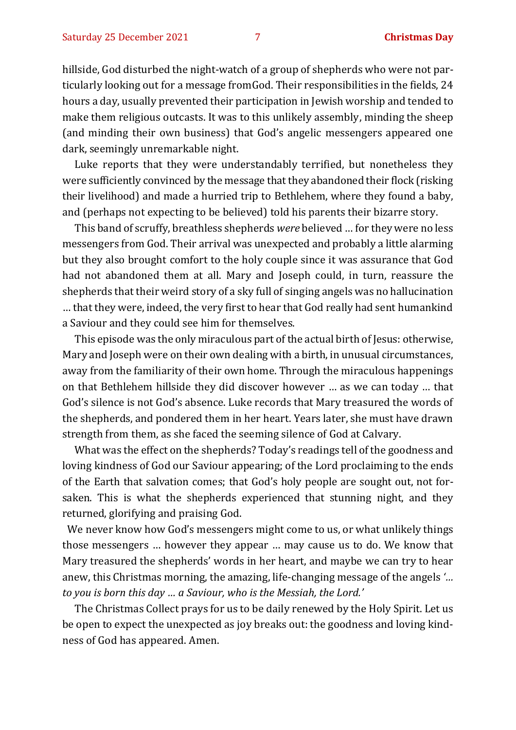hillside, God disturbed the night-watch of a group of shepherds who were not particularly looking out for a message fromGod. Their responsibilities in the fields, 24 hours a day, usually prevented their participation in Jewish worship and tended to make them religious outcasts. It was to this unlikely assembly, minding the sheep (and minding their own business) that God's angelic messengers appeared one dark, seemingly unremarkable night.

Luke reports that they were understandably terrified, but nonetheless they were sufficiently convinced by the message that they abandoned their flock (risking their livelihood) and made a hurried trip to Bethlehem, where they found a baby, and (perhaps not expecting to be believed) told his parents their bizarre story.

This band of scruffy, breathless shepherds *were* believed … for they were no less messengers from God. Their arrival was unexpected and probably a little alarming but they also brought comfort to the holy couple since it was assurance that God had not abandoned them at all. Mary and Joseph could, in turn, reassure the shepherds that their weird story of a sky full of singing angels was no hallucination … that they were, indeed, the very first to hear that God really had sent humankind a Saviour and they could see him for themselves.

This episode was the only miraculous part of the actual birth of Jesus: otherwise, Mary and Joseph were on their own dealing with a birth, in unusual circumstances, away from the familiarity of their own home. Through the miraculous happenings on that Bethlehem hillside they did discover however … as we can today … that God's silence is not God's absence. Luke records that Mary treasured the words of the shepherds, and pondered them in her heart. Years later, she must have drawn strength from them, as she faced the seeming silence of God at Calvary.

What was the effect on the shepherds? Today's readings tell of the goodness and loving kindness of God our Saviour appearing; of the Lord proclaiming to the ends of the Earth that salvation comes; that God's holy people are sought out, not forsaken. This is what the shepherds experienced that stunning night, and they returned, glorifying and praising God.

We never know how God's messengers might come to us, or what unlikely things those messengers … however they appear … may cause us to do. We know that Mary treasured the shepherds' words in her heart, and maybe we can try to hear anew, this Christmas morning, the amazing, life-changing message of the angels *'… to you is born this day … a Saviour, who is the Messiah, the Lord.'*

The Christmas Collect prays for us to be daily renewed by the Holy Spirit. Let us be open to expect the unexpected as joy breaks out: the goodness and loving kindness of God has appeared. Amen.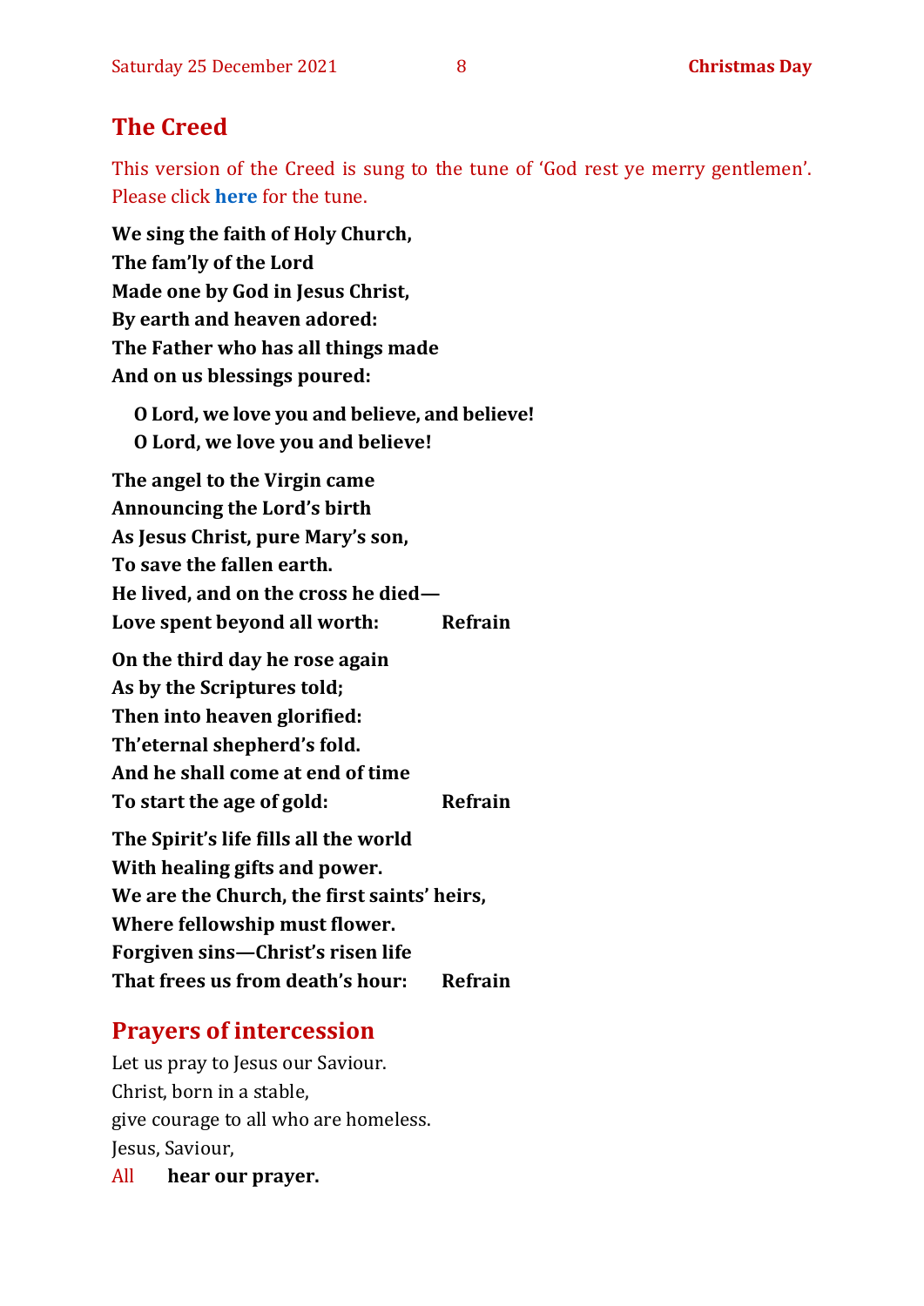## The Creed

This version of the Creed is sung to the tune of 'God rest ye merry gentlemen'. Please click **here** for the tune.

**We sing the faith of Holy Church,**
**The fam'ly of the Lord**
**Made one by God in Jesus Christ,**
**By earth and heaven adored:**
**The Father who has all things made**
**And on us blessings poured:**

**O Lord, we love you and believe, and believe!**
**O Lord, we love you and believe!**

**The angel to the Virgin came**
**Announcing the Lord's birth**
**As Jesus Christ, pure Mary's son,**
**To save the fallen earth.**
**He lived, and on the cross he died—**
**Love spent beyond all worth: Refrain**

**On the third day he rose again**
**As by the Scriptures told;**
**Then into heaven glorified:**
**Th'eternal shepherd's fold.**
**And he shall come at end of time**
**To start the age of gold: Refrain**

**The Spirit's life fills all the world**
**With healing gifts and power.**
**We are the Church, the first saints' heirs,**
**Where fellowship must flower.**
**Forgiven sins—Christ's risen life**
**That frees us from death's hour: Refrain**

## Prayers of intercession

Let us pray to Jesus our Saviour.
Christ, born in a stable,
give courage to all who are homeless.
Jesus, Saviour,
All **hear our prayer.**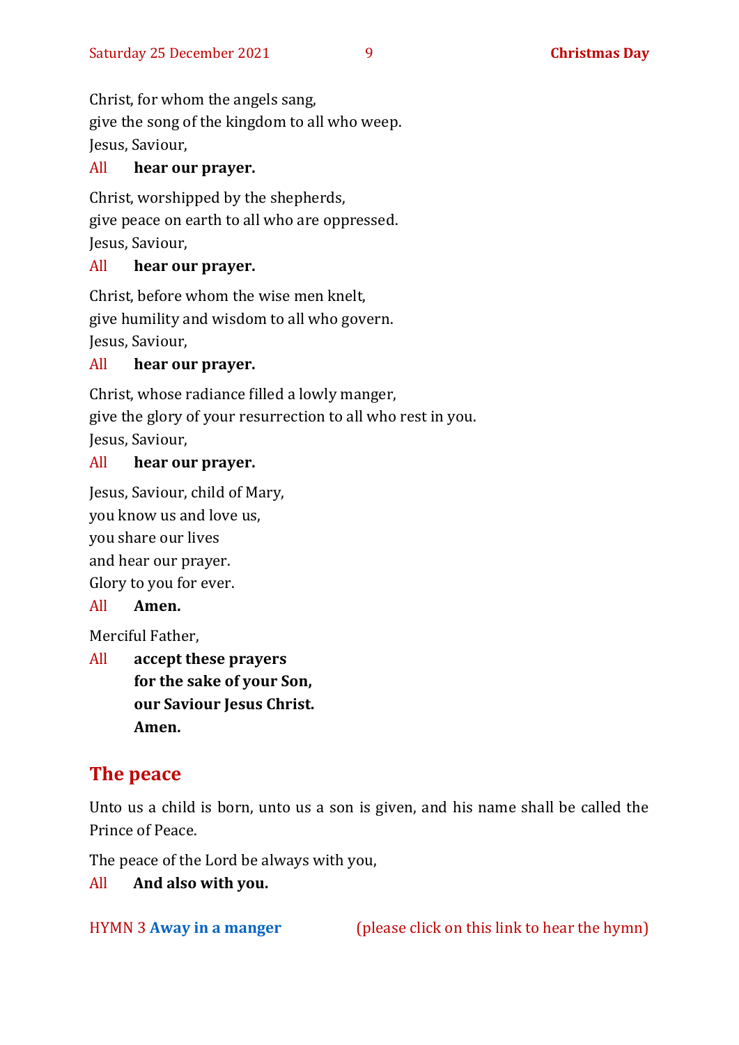Christ, for whom the angels sang,
give the song of the kingdom to all who weep.
Jesus, Saviour,

All **hear our prayer.**

Christ, worshipped by the shepherds,
give peace on earth to all who are oppressed.
Jesus, Saviour,

All **hear our prayer.**

Christ, before whom the wise men knelt,
give humility and wisdom to all who govern.
Jesus, Saviour,

All **hear our prayer.**

Christ, whose radiance filled a lowly manger,
give the glory of your resurrection to all who rest in you.
Jesus, Saviour,

All **hear our prayer.**

Jesus, Saviour, child of Mary,
you know us and love us,
you share our lives
and hear our prayer.
Glory to you for ever.

All **Amen.**

Merciful Father,

All **accept these prayers**
**for the sake of your Son,**
**our Saviour Jesus Christ.**
**Amen.**

## The peace

Unto us a child is born, unto us a son is given, and his name shall be called the Prince of Peace.

The peace of the Lord be always with you,

All **And also with you.**

HYMN 3 **Away in a manger** (please click on this link to hear the hymn)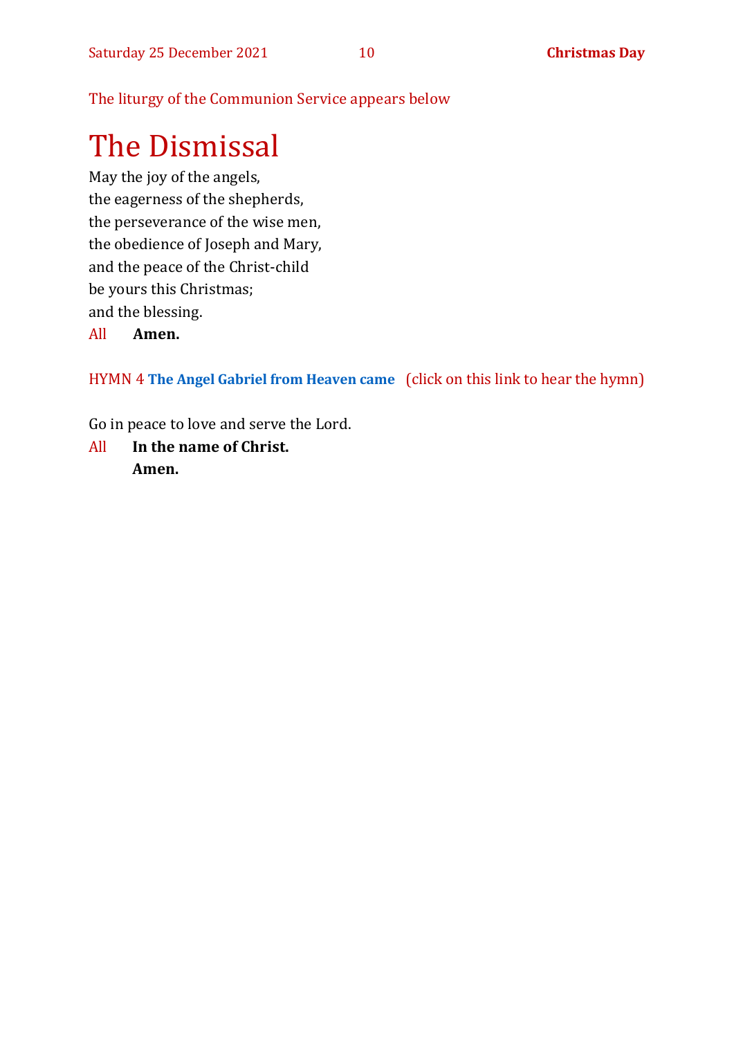The liturgy of the Communion Service appears below

# The Dismissal

May the joy of the angels,
the eagerness of the shepherds,
the perseverance of the wise men,
the obedience of Joseph and Mary,
and the peace of the Christ-child
be yours this Christmas;
and the blessing.

All **Amen.**

HYMN 4 **The Angel Gabriel from Heaven came** (click on this link to hear the hymn)

Go in peace to love and serve the Lord.

All **In the name of Christ.**
**Amen.**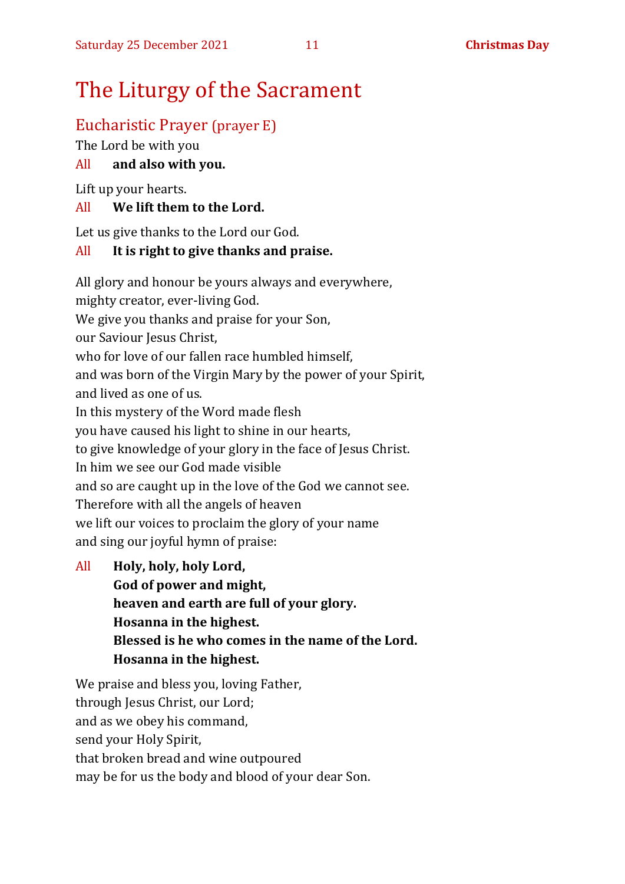# The Liturgy of the Sacrament

## Eucharistic Prayer (prayer E)

The Lord be with you

All **and also with you.**

Lift up your hearts.

All **We lift them to the Lord.**

Let us give thanks to the Lord our God.

All **It is right to give thanks and praise.**

All glory and honour be yours always and everywhere,
mighty creator, ever-living God.
We give you thanks and praise for your Son,
our Saviour Jesus Christ,
who for love of our fallen race humbled himself,
and was born of the Virgin Mary by the power of your Spirit,
and lived as one of us.
In this mystery of the Word made flesh
you have caused his light to shine in our hearts,
to give knowledge of your glory in the face of Jesus Christ.
In him we see our God made visible
and so are caught up in the love of the God we cannot see.
Therefore with all the angels of heaven
we lift our voices to proclaim the glory of your name
and sing our joyful hymn of praise:

All **Holy, holy, holy Lord,**
**God of power and might,**
**heaven and earth are full of your glory.**
**Hosanna in the highest.**
**Blessed is he who comes in the name of the Lord.**
**Hosanna in the highest.**

We praise and bless you, loving Father,
through Jesus Christ, our Lord;
and as we obey his command,
send your Holy Spirit,
that broken bread and wine outpoured
may be for us the body and blood of your dear Son.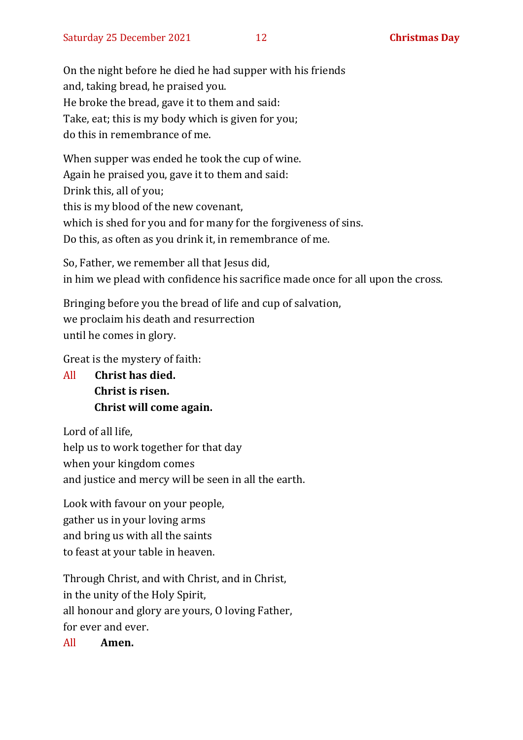On the night before he died he had supper with his friends
and, taking bread, he praised you.
He broke the bread, gave it to them and said:
Take, eat; this is my body which is given for you;
do this in remembrance of me.

When supper was ended he took the cup of wine.
Again he praised you, gave it to them and said:
Drink this, all of you;
this is my blood of the new covenant,
which is shed for you and for many for the forgiveness of sins.
Do this, as often as you drink it, in remembrance of me.

So, Father, we remember all that Jesus did,
in him we plead with confidence his sacrifice made once for all upon the cross.

Bringing before you the bread of life and cup of salvation,
we proclaim his death and resurrection
until he comes in glory.

Great is the mystery of faith:

All **Christ has died.**
**Christ is risen.**
**Christ will come again.**

Lord of all life,
help us to work together for that day
when your kingdom comes
and justice and mercy will be seen in all the earth.

Look with favour on your people,
gather us in your loving arms
and bring us with all the saints
to feast at your table in heaven.

Through Christ, and with Christ, and in Christ,
in the unity of the Holy Spirit,
all honour and glory are yours, O loving Father,
for ever and ever.

All **Amen.**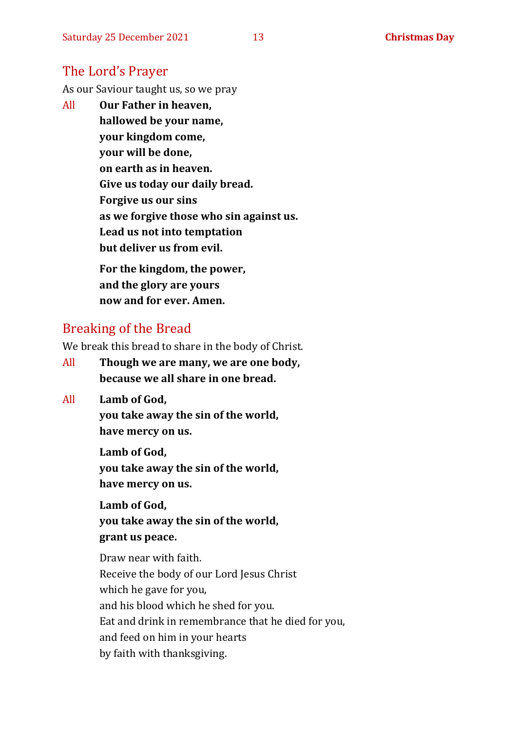## The Lord's Prayer

As our Saviour taught us, so we pray

All **Our Father in heaven,**
**hallowed be your name,**
**your kingdom come,**
**your will be done,**
**on earth as in heaven.**
**Give us today our daily bread.**
**Forgive us our sins**
**as we forgive those who sin against us.**
**Lead us not into temptation**
**but deliver us from evil.**

**For the kingdom, the power,**
**and the glory are yours**
**now and for ever. Amen.**

## Breaking of the Bread

We break this bread to share in the body of Christ.

All **Though we are many, we are one body,**
**because we all share in one bread.**

All **Lamb of God,**
**you take away the sin of the world,**
**have mercy on us.**

**Lamb of God,**
**you take away the sin of the world,**
**have mercy on us.**

**Lamb of God,**
**you take away the sin of the world,**
**grant us peace.**

Draw near with faith.
Receive the body of our Lord Jesus Christ
which he gave for you,
and his blood which he shed for you.
Eat and drink in remembrance that he died for you,
and feed on him in your hearts
by faith with thanksgiving.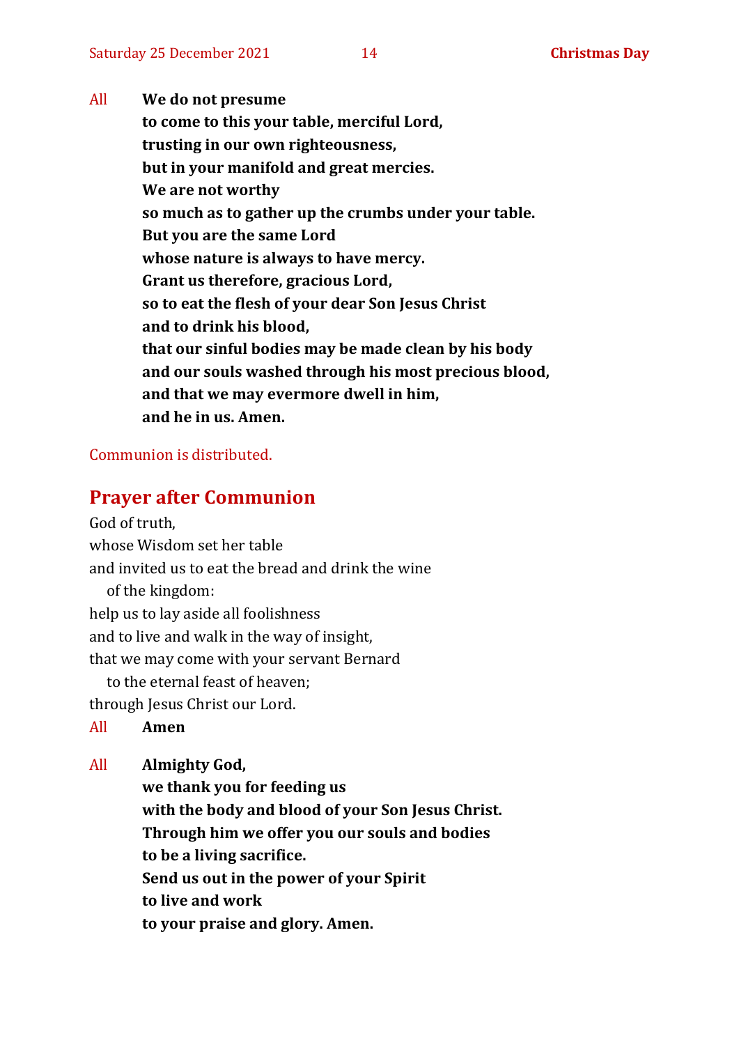All **We do not presume**
**to come to this your table, merciful Lord,**
**trusting in our own righteousness,**
**but in your manifold and great mercies.**
**We are not worthy**
**so much as to gather up the crumbs under your table.**
**But you are the same Lord**
**whose nature is always to have mercy.**
**Grant us therefore, gracious Lord,**
**so to eat the flesh of your dear Son Jesus Christ**
**and to drink his blood,**
**that our sinful bodies may be made clean by his body**
**and our souls washed through his most precious blood,**
**and that we may evermore dwell in him,**
**and he in us. Amen.**

Communion is distributed.

## Prayer after Communion

God of truth,
whose Wisdom set her table
and invited us to eat the bread and drink the wine
of the kingdom:
help us to lay aside all foolishness
and to live and walk in the way of insight,
that we may come with your servant Bernard
to the eternal feast of heaven;
through Jesus Christ our Lord.

All **Amen**

All **Almighty God,**
**we thank you for feeding us**
**with the body and blood of your Son Jesus Christ.**
**Through him we offer you our souls and bodies**
**to be a living sacrifice.**
**Send us out in the power of your Spirit**
**to live and work**
**to your praise and glory. Amen.**